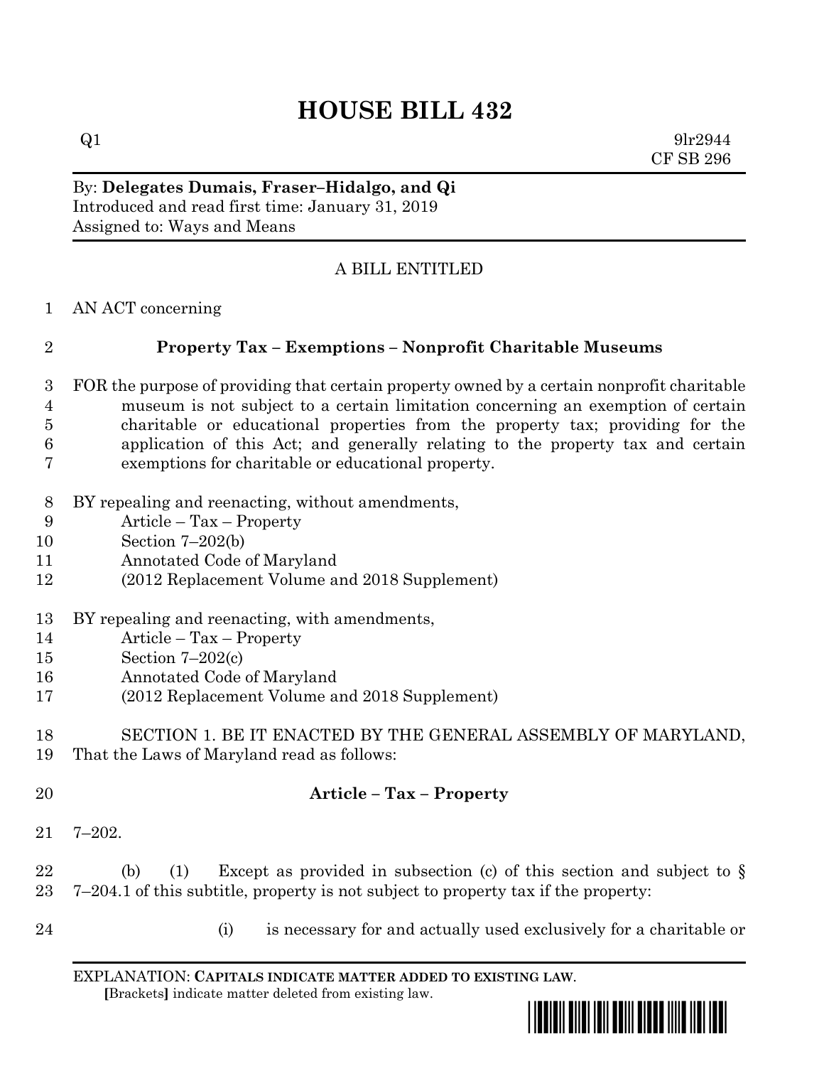# HOUSE BILL 432

Q1 9lr2944
CF SB 296

By: **Delegates Dumais, Fraser–Hidalgo, and Qi**
Introduced and read first time: January 31, 2019
Assigned to: Ways and Means

A BILL ENTITLED

AN ACT concerning

**Property Tax – Exemptions – Nonprofit Charitable Museums**

FOR the purpose of providing that certain property owned by a certain nonprofit charitable museum is not subject to a certain limitation concerning an exemption of certain charitable or educational properties from the property tax; providing for the application of this Act; and generally relating to the property tax and certain exemptions for charitable or educational property.

BY repealing and reenacting, without amendments,
Article – Tax – Property
Section 7–202(b)
Annotated Code of Maryland
(2012 Replacement Volume and 2018 Supplement)

BY repealing and reenacting, with amendments,
Article – Tax – Property
Section 7–202(c)
Annotated Code of Maryland
(2012 Replacement Volume and 2018 Supplement)

SECTION 1. BE IT ENACTED BY THE GENERAL ASSEMBLY OF MARYLAND, That the Laws of Maryland read as follows:

**Article – Tax – Property**

7–202.

(b) (1) Except as provided in subsection (c) of this section and subject to § 7–204.1 of this subtitle, property is not subject to property tax if the property:

(i) is necessary for and actually used exclusively for a charitable or

EXPLANATION: **CAPITALS INDICATE MATTER ADDED TO EXISTING LAW.**
[Brackets] indicate matter deleted from existing law.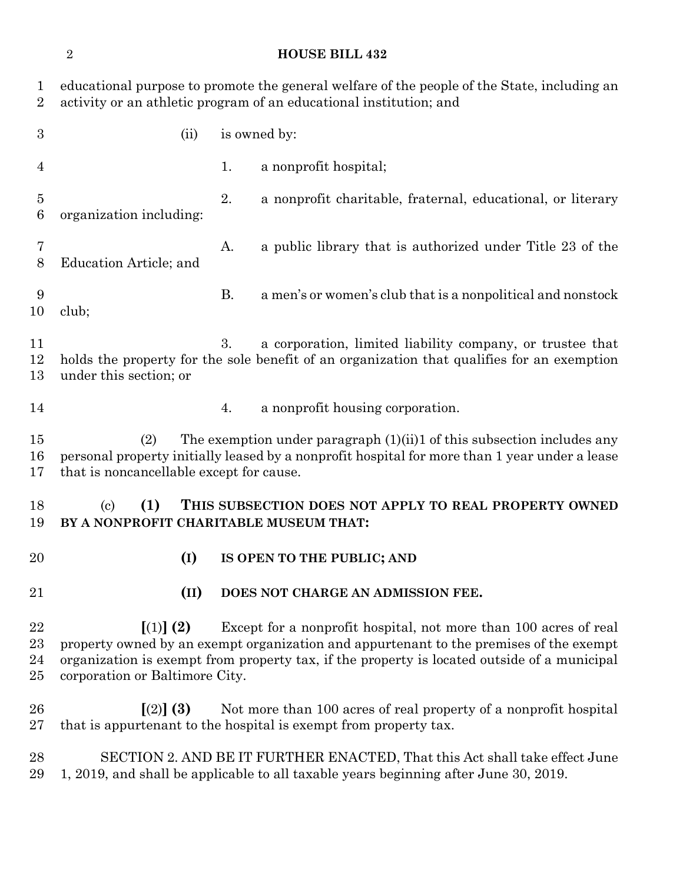educational purpose to promote the general welfare of the people of the State, including an activity or an athletic program of an educational institution; and

(ii) is owned by:

1. a nonprofit hospital;

2. a nonprofit charitable, fraternal, educational, or literary organization including:

A. a public library that is authorized under Title 23 of the Education Article; and

B. a men's or women's club that is a nonpolitical and nonstock club;

3. a corporation, limited liability company, or trustee that holds the property for the sole benefit of an organization that qualifies for an exemption under this section; or

4. a nonprofit housing corporation.

(2) The exemption under paragraph (1)(ii)1 of this subsection includes any personal property initially leased by a nonprofit hospital for more than 1 year under a lease that is noncancellable except for cause.

(c) **(1) THIS SUBSECTION DOES NOT APPLY TO REAL PROPERTY OWNED BY A NONPROFIT CHARITABLE MUSEUM THAT:**

**(I) IS OPEN TO THE PUBLIC; AND**

**(II) DOES NOT CHARGE AN ADMISSION FEE.**

**[**(1)**] (2)** Except for a nonprofit hospital, not more than 100 acres of real property owned by an exempt organization and appurtenant to the premises of the exempt organization is exempt from property tax, if the property is located outside of a municipal corporation or Baltimore City.

**[**(2)**] (3)** Not more than 100 acres of real property of a nonprofit hospital that is appurtenant to the hospital is exempt from property tax.

SECTION 2. AND BE IT FURTHER ENACTED, That this Act shall take effect June 1, 2019, and shall be applicable to all taxable years beginning after June 30, 2019.